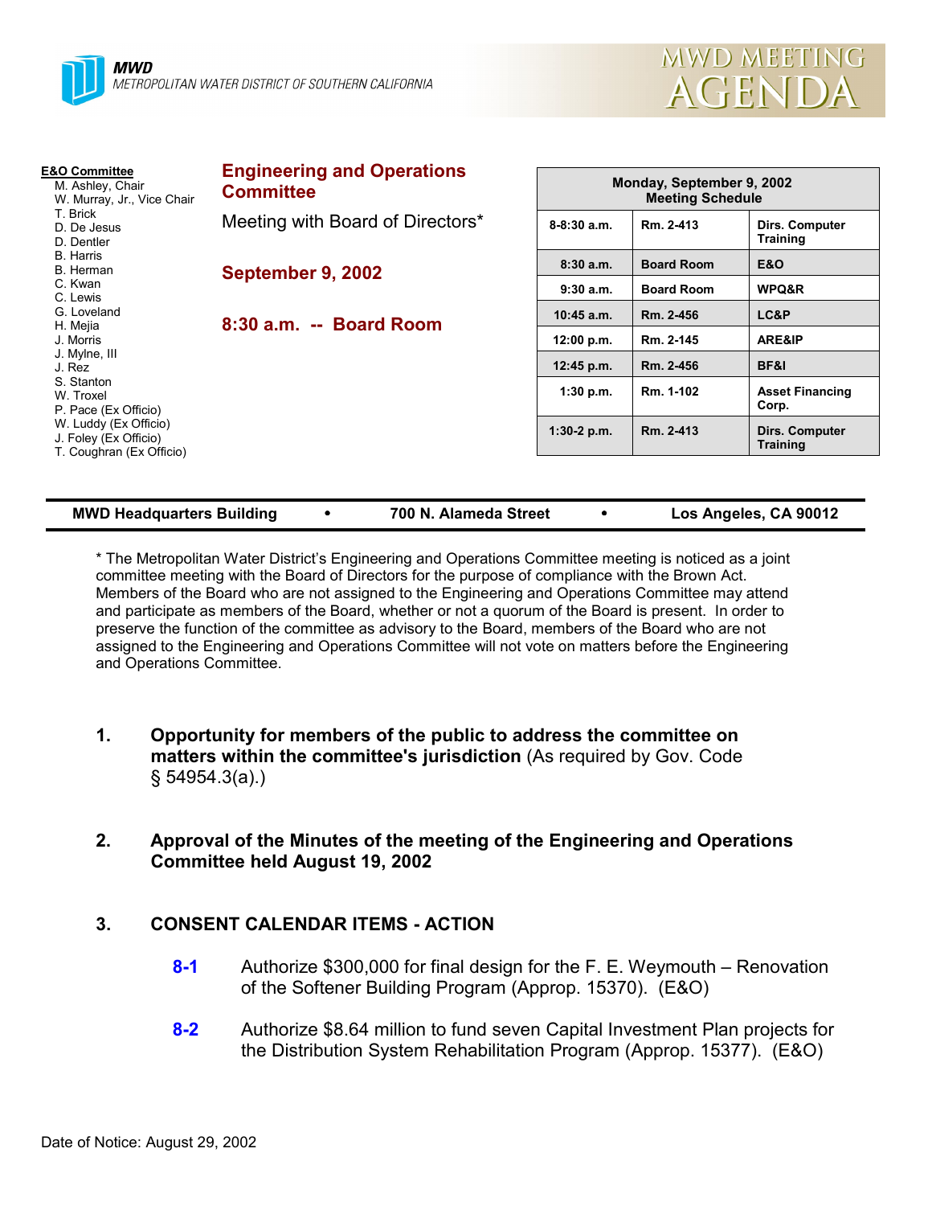**MWD**
METROPOLITAN WATER DISTRICT OF SOUTHERN CALIFORNIA

# MWD MEETING AGENDA

**E&O Committee**
- M. Ashley, Chair
- W. Murray, Jr., Vice Chair
- T. Brick
- D. De Jesus
- D. Dentler
- B. Harris
- B. Herman
- C. Kwan
- C. Lewis
- G. Loveland
- H. Mejia
- J. Morris
- J. Mylne, III
- J. Rez
- S. Stanton
- W. Troxel
- P. Pace (Ex Officio)
- W. Luddy (Ex Officio)
- J. Foley (Ex Officio)
- T. Coughran (Ex Officio)

## Engineering and Operations Committee

Meeting with Board of Directors*

**September 9, 2002**

**8:30 a.m. -- Board Room**

| Monday, September 9, 2002 Meeting Schedule | | |
|---|---|---|
| 8-8:30 a.m. | Rm. 2-413 | Dirs. Computer Training |
| 8:30 a.m. | Board Room | E&O |
| 9:30 a.m. | Board Room | WPQ&R |
| 10:45 a.m. | Rm. 2-456 | LC&P |
| 12:00 p.m. | Rm. 2-145 | ARE&IP |
| 12:45 p.m. | Rm. 2-456 | BF&I |
| 1:30 p.m. | Rm. 1-102 | Asset Financing Corp. |
| 1:30-2 p.m. | Rm. 2-413 | Dirs. Computer Training |

**MWD Headquarters Building • 700 N. Alameda Street • Los Angeles, CA 90012**

* The Metropolitan Water District's Engineering and Operations Committee meeting is noticed as a joint committee meeting with the Board of Directors for the purpose of compliance with the Brown Act. Members of the Board who are not assigned to the Engineering and Operations Committee may attend and participate as members of the Board, whether or not a quorum of the Board is present. In order to preserve the function of the committee as advisory to the Board, members of the Board who are not assigned to the Engineering and Operations Committee will not vote on matters before the Engineering and Operations Committee.

1. **Opportunity for members of the public to address the committee on matters within the committee's jurisdiction** (As required by Gov. Code § 54954.3(a).)

2. **Approval of the Minutes of the meeting of the Engineering and Operations Committee held August 19, 2002**

3. **CONSENT CALENDAR ITEMS - ACTION**

   **8-1** Authorize $300,000 for final design for the F. E. Weymouth – Renovation of the Softener Building Program (Approp. 15370). (E&O)

   **8-2** Authorize $8.64 million to fund seven Capital Investment Plan projects for the Distribution System Rehabilitation Program (Approp. 15377). (E&O)

Date of Notice: August 29, 2002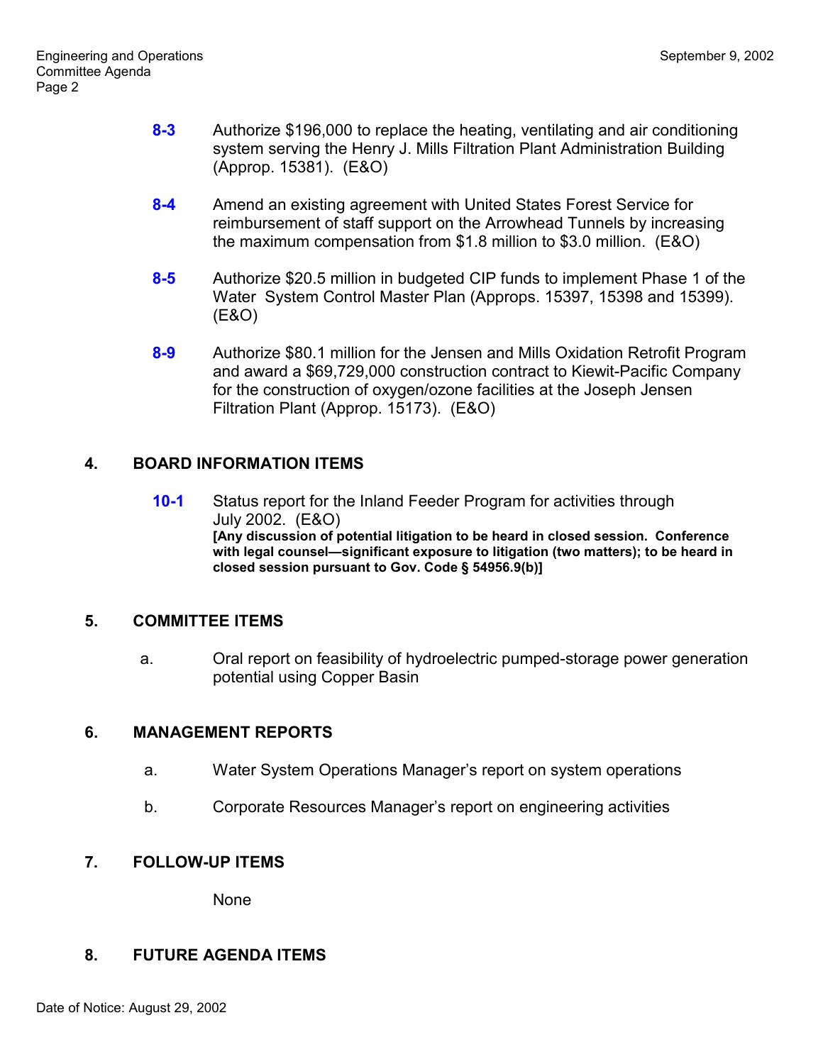**8-3** Authorize $196,000 to replace the heating, ventilating and air conditioning system serving the Henry J. Mills Filtration Plant Administration Building (Approp. 15381). (E&O)

**8-4** Amend an existing agreement with United States Forest Service for reimbursement of staff support on the Arrowhead Tunnels by increasing the maximum compensation from $1.8 million to $3.0 million. (E&O)

**8-5** Authorize $20.5 million in budgeted CIP funds to implement Phase 1 of the Water System Control Master Plan (Approps. 15397, 15398 and 15399). (E&O)

**8-9** Authorize $80.1 million for the Jensen and Mills Oxidation Retrofit Program and award a $69,729,000 construction contract to Kiewit-Pacific Company for the construction of oxygen/ozone facilities at the Joseph Jensen Filtration Plant (Approp. 15173). (E&O)

## 4. BOARD INFORMATION ITEMS

**10-1** Status report for the Inland Feeder Program for activities through July 2002. (E&O)
**[Any discussion of potential litigation to be heard in closed session. Conference with legal counsel—significant exposure to litigation (two matters); to be heard in closed session pursuant to Gov. Code § 54956.9(b)]**

## 5. COMMITTEE ITEMS

a. Oral report on feasibility of hydroelectric pumped-storage power generation potential using Copper Basin

## 6. MANAGEMENT REPORTS

a. Water System Operations Manager's report on system operations

b. Corporate Resources Manager's report on engineering activities

## 7. FOLLOW-UP ITEMS

None

## 8. FUTURE AGENDA ITEMS

Date of Notice: August 29, 2002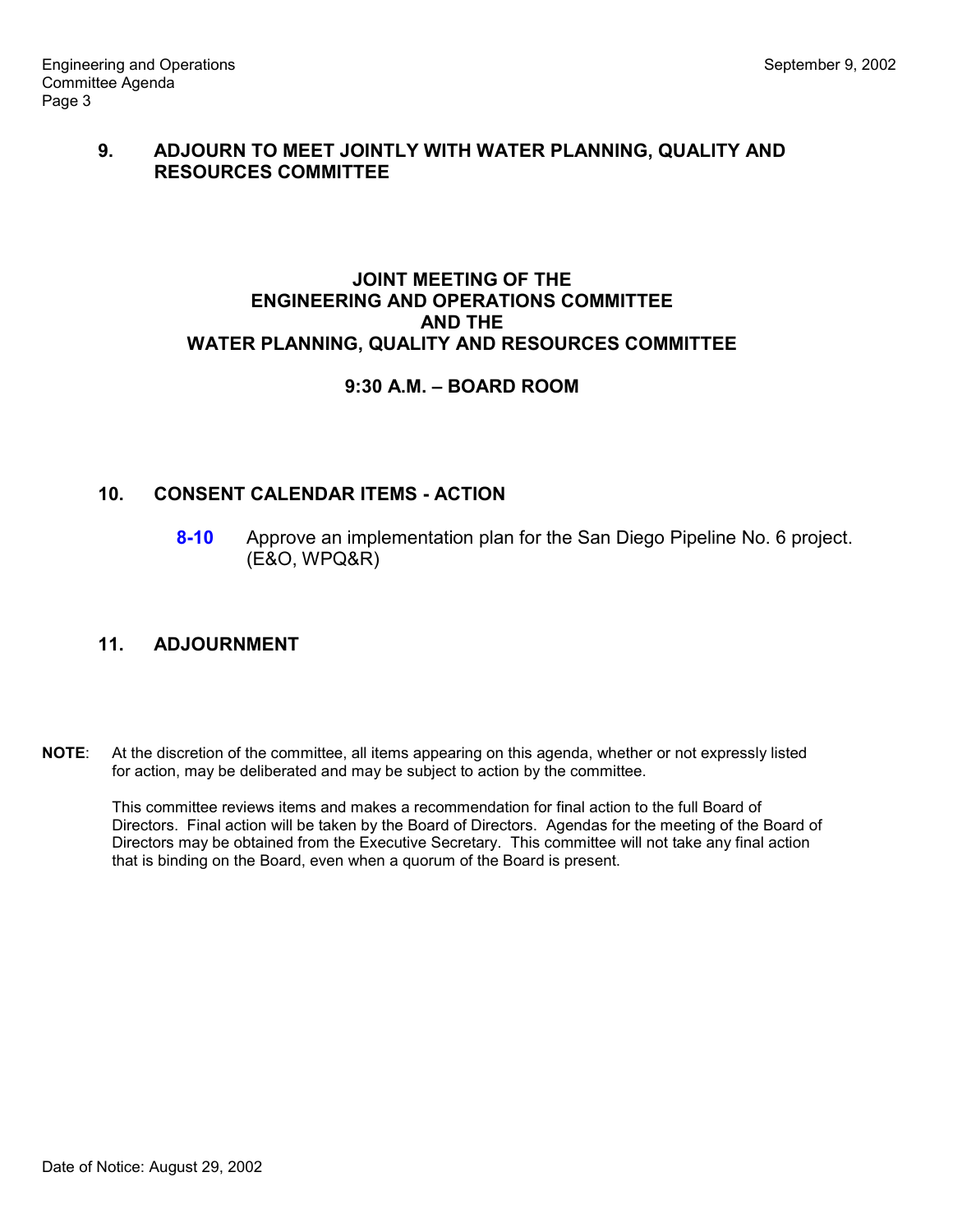## 9. ADJOURN TO MEET JOINTLY WITH WATER PLANNING, QUALITY AND RESOURCES COMMITTEE

# JOINT MEETING OF THE ENGINEERING AND OPERATIONS COMMITTEE AND THE WATER PLANNING, QUALITY AND RESOURCES COMMITTEE

## 9:30 A.M. – BOARD ROOM

## 10. CONSENT CALENDAR ITEMS - ACTION

**8-10** Approve an implementation plan for the San Diego Pipeline No. 6 project. (E&O, WPQ&R)

## 11. ADJOURNMENT

**NOTE**: At the discretion of the committee, all items appearing on this agenda, whether or not expressly listed for action, may be deliberated and may be subject to action by the committee.

This committee reviews items and makes a recommendation for final action to the full Board of Directors. Final action will be taken by the Board of Directors. Agendas for the meeting of the Board of Directors may be obtained from the Executive Secretary. This committee will not take any final action that is binding on the Board, even when a quorum of the Board is present.

Date of Notice: August 29, 2002